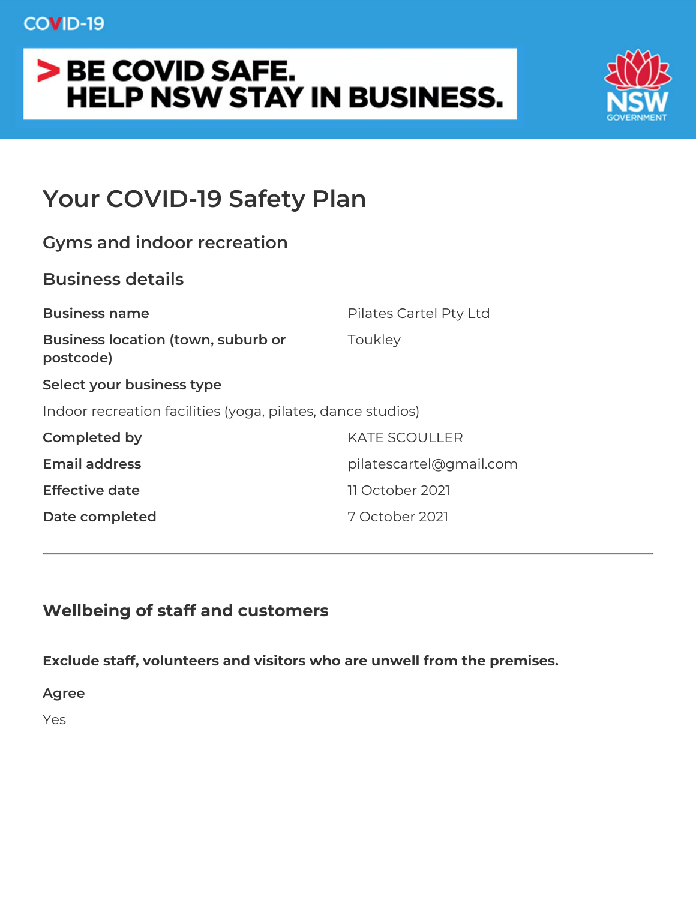COVID-19

**> BE COVID SAFE.**
**HELP NSW STAY IN BUSINESS.**

NSW GOVERNMENT

# Your COVID-19 Safety Plan

## Gyms and indoor recreation

## Business details

**Business name**
Pilates Cartel Pty Ltd

**Business location (town, suburb or postcode)**
Toukley

**Select your business type**
Indoor recreation facilities (yoga, pilates, dance studios)

**Completed by**
KATE SCOULLER

**Email address**
pilatescartel@gmail.com

**Effective date**
11 October 2021

**Date completed**
7 October 2021

---

## Wellbeing of staff and customers

**Exclude staff, volunteers and visitors who are unwell from the premises.**

**Agree**

Yes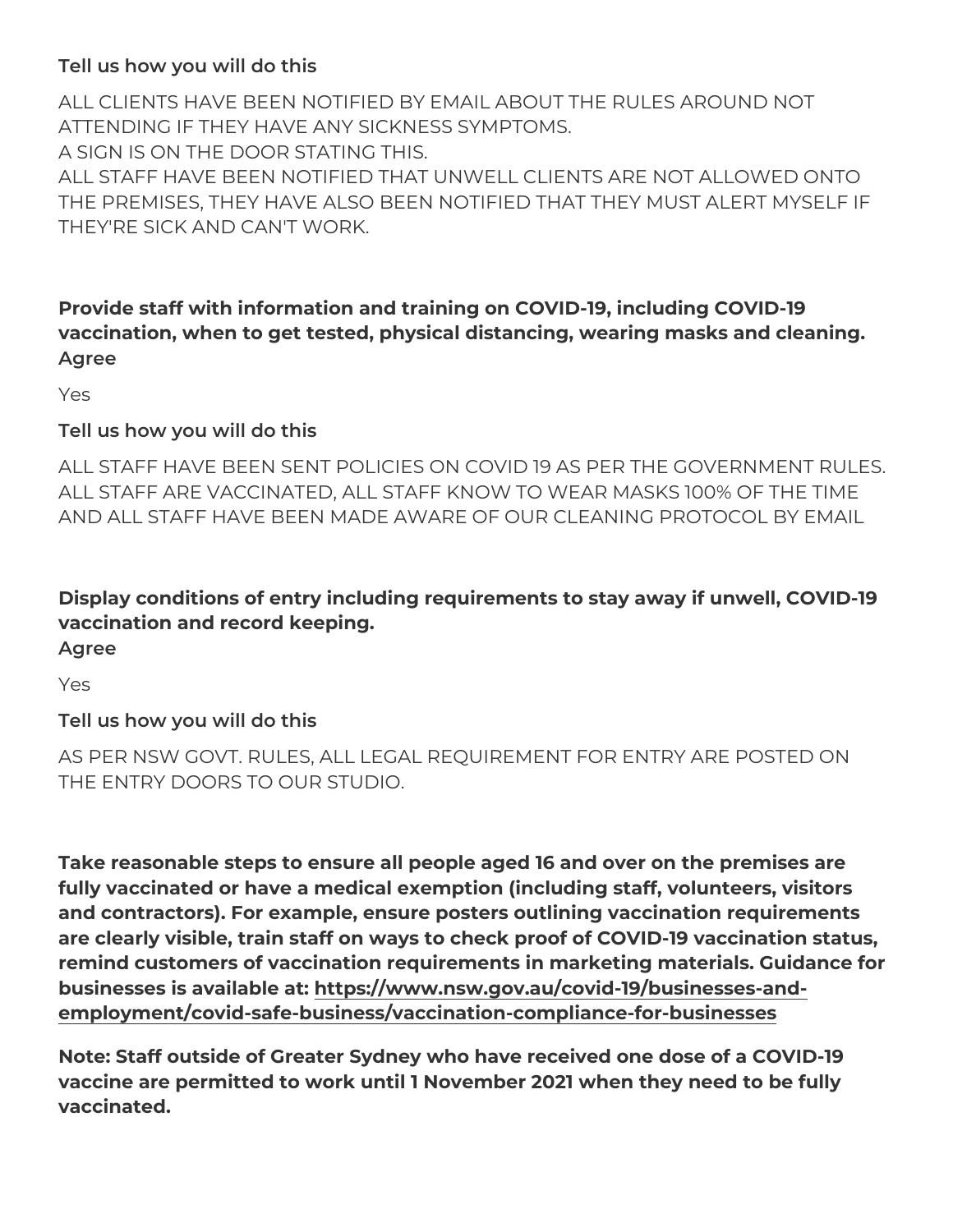**Tell us how you will do this**

ALL CLIENTS HAVE BEEN NOTIFIED BY EMAIL ABOUT THE RULES AROUND NOT ATTENDING IF THEY HAVE ANY SICKNESS SYMPTOMS.
A SIGN IS ON THE DOOR STATING THIS.
ALL STAFF HAVE BEEN NOTIFIED THAT UNWELL CLIENTS ARE NOT ALLOWED ONTO THE PREMISES, THEY HAVE ALSO BEEN NOTIFIED THAT THEY MUST ALERT MYSELF IF THEY'RE SICK AND CAN'T WORK.

**Provide staff with information and training on COVID-19, including COVID-19 vaccination, when to get tested, physical distancing, wearing masks and cleaning.**
**Agree**

Yes

**Tell us how you will do this**

ALL STAFF HAVE BEEN SENT POLICIES ON COVID 19 AS PER THE GOVERNMENT RULES. ALL STAFF ARE VACCINATED, ALL STAFF KNOW TO WEAR MASKS 100% OF THE TIME AND ALL STAFF HAVE BEEN MADE AWARE OF OUR CLEANING PROTOCOL BY EMAIL

**Display conditions of entry including requirements to stay away if unwell, COVID-19 vaccination and record keeping.**
**Agree**

Yes

**Tell us how you will do this**

AS PER NSW GOVT. RULES, ALL LEGAL REQUIREMENT FOR ENTRY ARE POSTED ON THE ENTRY DOORS TO OUR STUDIO.

**Take reasonable steps to ensure all people aged 16 and over on the premises are fully vaccinated or have a medical exemption (including staff, volunteers, visitors and contractors). For example, ensure posters outlining vaccination requirements are clearly visible, train staff on ways to check proof of COVID-19 vaccination status, remind customers of vaccination requirements in marketing materials. Guidance for businesses is available at: https://www.nsw.gov.au/covid-19/businesses-and-employment/covid-safe-business/vaccination-compliance-for-businesses**

**Note: Staff outside of Greater Sydney who have received one dose of a COVID-19 vaccine are permitted to work until 1 November 2021 when they need to be fully vaccinated.**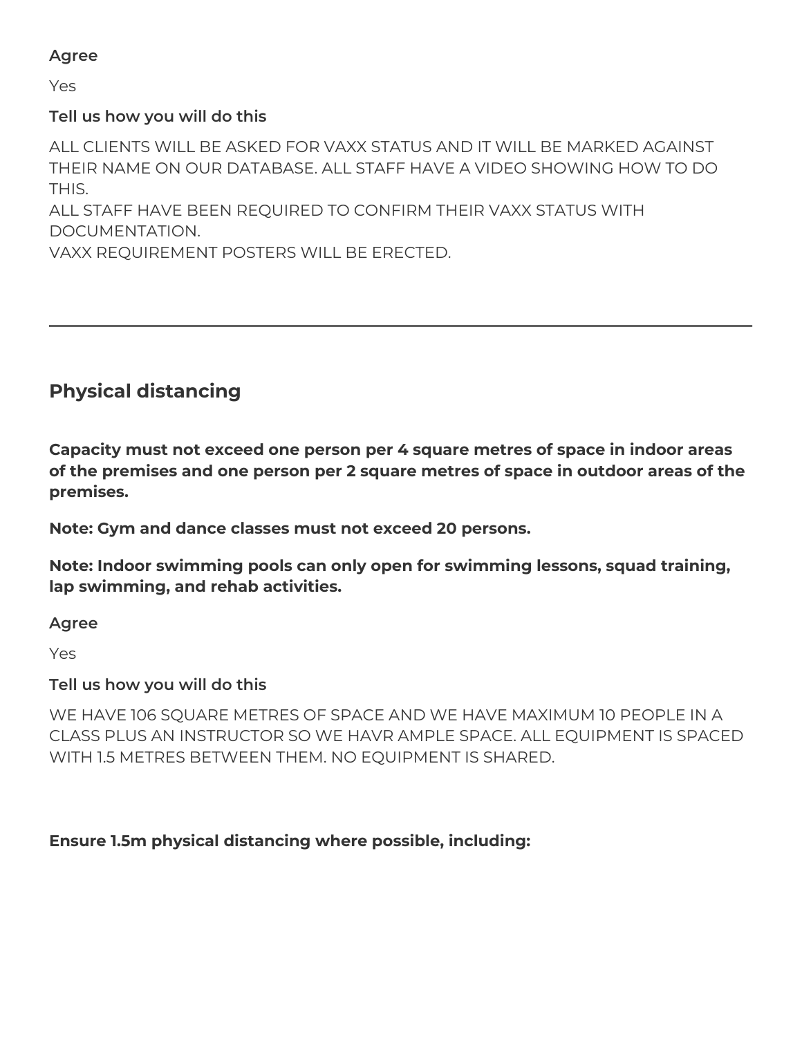**Agree**

Yes

**Tell us how you will do this**

ALL CLIENTS WILL BE ASKED FOR VAXX STATUS AND IT WILL BE MARKED AGAINST THEIR NAME ON OUR DATABASE. ALL STAFF HAVE A VIDEO SHOWING HOW TO DO THIS.
ALL STAFF HAVE BEEN REQUIRED TO CONFIRM THEIR VAXX STATUS WITH DOCUMENTATION.
VAXX REQUIREMENT POSTERS WILL BE ERECTED.

---

## Physical distancing

**Capacity must not exceed one person per 4 square metres of space in indoor areas of the premises and one person per 2 square metres of space in outdoor areas of the premises.**

**Note: Gym and dance classes must not exceed 20 persons.**

**Note: Indoor swimming pools can only open for swimming lessons, squad training, lap swimming, and rehab activities.**

**Agree**

Yes

**Tell us how you will do this**

WE HAVE 106 SQUARE METRES OF SPACE AND WE HAVE MAXIMUM 10 PEOPLE IN A CLASS PLUS AN INSTRUCTOR SO WE HAVR AMPLE SPACE. ALL EQUIPMENT IS SPACED WITH 1.5 METRES BETWEEN THEM. NO EQUIPMENT IS SHARED.

**Ensure 1.5m physical distancing where possible, including:**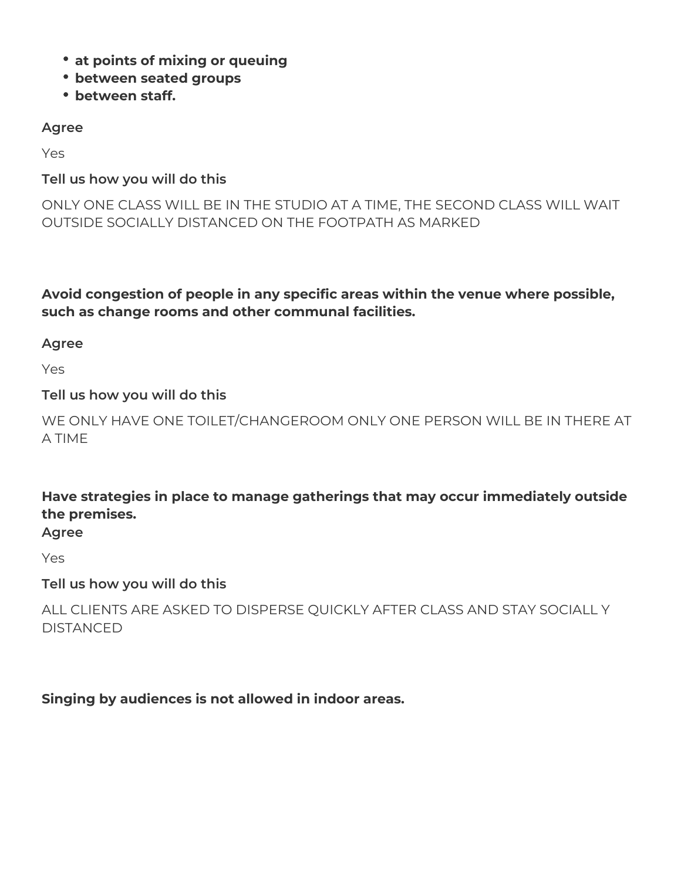- **at points of mixing or queuing**
- **between seated groups**
- **between staff.**

**Agree**

Yes

**Tell us how you will do this**

ONLY ONE CLASS WILL BE IN THE STUDIO AT A TIME, THE SECOND CLASS WILL WAIT OUTSIDE SOCIALLY DISTANCED ON THE FOOTPATH AS MARKED

**Avoid congestion of people in any specific areas within the venue where possible, such as change rooms and other communal facilities.**

**Agree**

Yes

**Tell us how you will do this**

WE ONLY HAVE ONE TOILET/CHANGEROOM ONLY ONE PERSON WILL BE IN THERE AT A TIME

**Have strategies in place to manage gatherings that may occur immediately outside the premises.**

**Agree**

Yes

**Tell us how you will do this**

ALL CLIENTS ARE ASKED TO DISPERSE QUICKLY AFTER CLASS AND STAY SOCIALL Y DISTANCED

**Singing by audiences is not allowed in indoor areas.**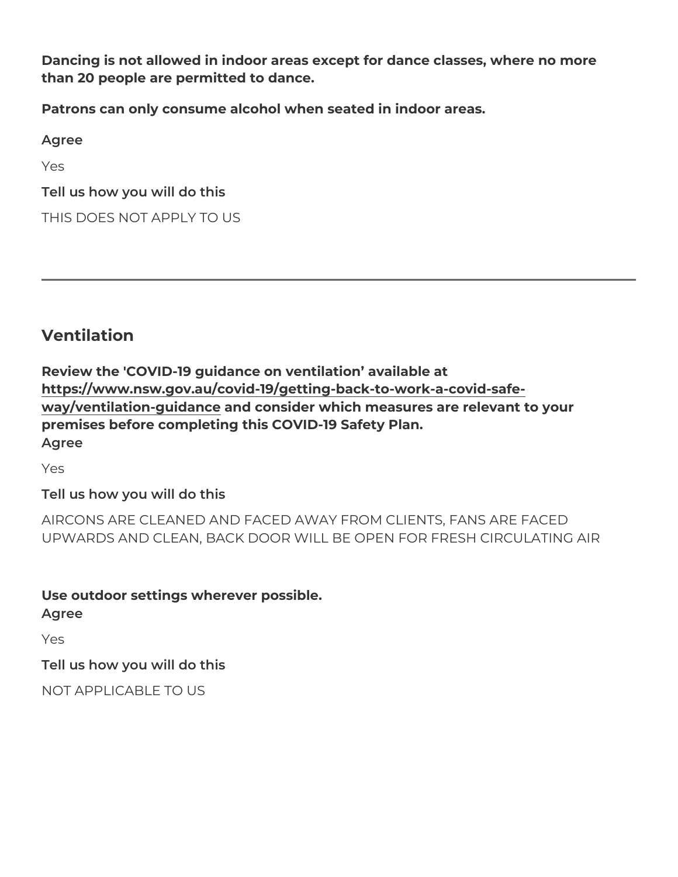**Dancing is not allowed in indoor areas except for dance classes, where no more than 20 people are permitted to dance.**

**Patrons can only consume alcohol when seated in indoor areas.**

**Agree**

Yes

**Tell us how you will do this**

THIS DOES NOT APPLY TO US

---

## Ventilation

**Review the 'COVID-19 guidance on ventilation' available at [https://www.nsw.gov.au/covid-19/getting-back-to-work-a-covid-safe-way/ventilation-guidance](https://www.nsw.gov.au/covid-19/getting-back-to-work-a-covid-safe-way/ventilation-guidance) and consider which measures are relevant to your premises before completing this COVID-19 Safety Plan.**

**Agree**

Yes

**Tell us how you will do this**

AIRCONS ARE CLEANED AND FACED AWAY FROM CLIENTS, FANS ARE FACED UPWARDS AND CLEAN, BACK DOOR WILL BE OPEN FOR FRESH CIRCULATING AIR

**Use outdoor settings wherever possible.**

**Agree**

Yes

**Tell us how you will do this**

NOT APPLICABLE TO US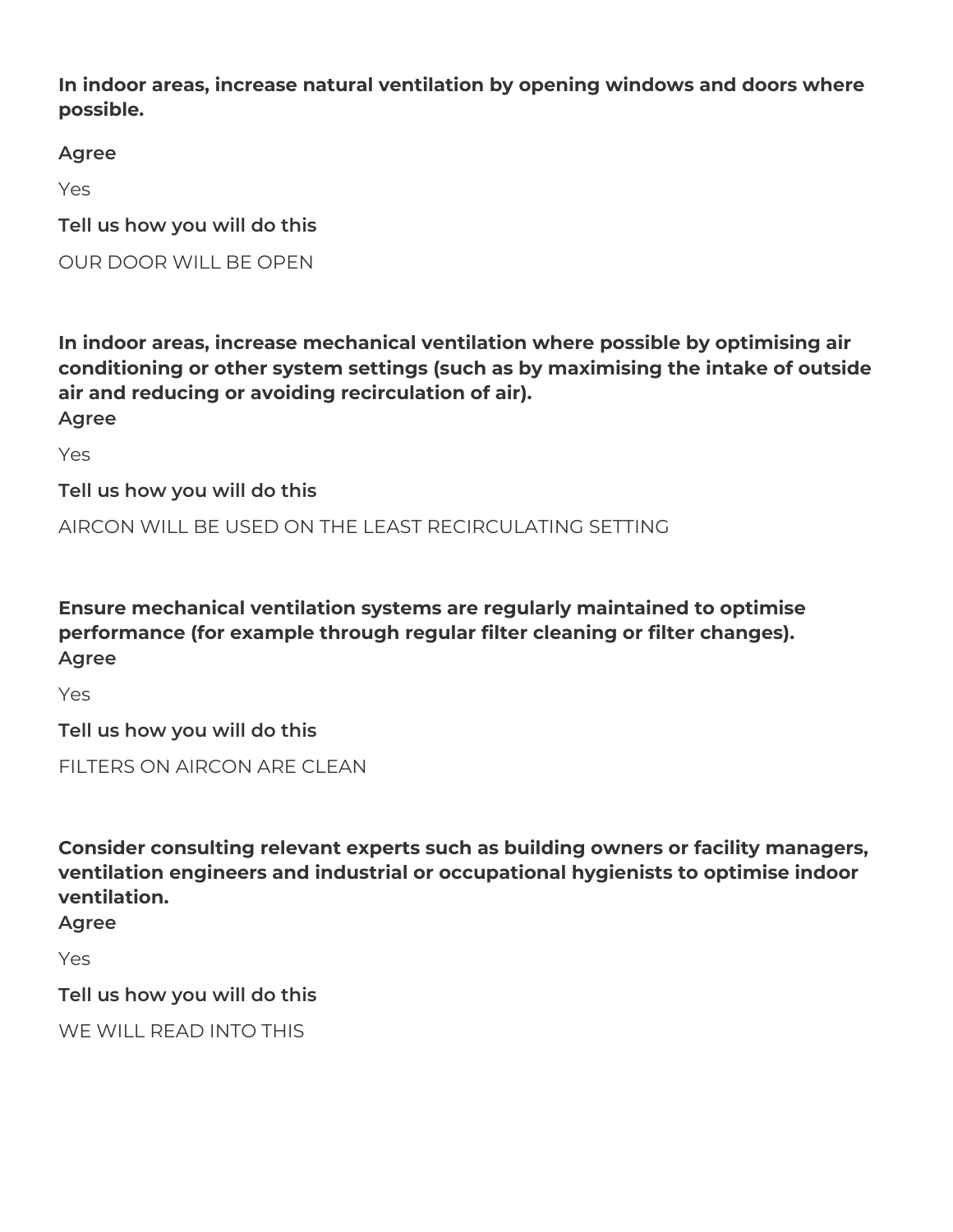**In indoor areas, increase natural ventilation by opening windows and doors where possible.**

**Agree**

Yes

**Tell us how you will do this**

OUR DOOR WILL BE OPEN

**In indoor areas, increase mechanical ventilation where possible by optimising air conditioning or other system settings (such as by maximising the intake of outside air and reducing or avoiding recirculation of air).**

**Agree**

Yes

**Tell us how you will do this**

AIRCON WILL BE USED ON THE LEAST RECIRCULATING SETTING

**Ensure mechanical ventilation systems are regularly maintained to optimise performance (for example through regular filter cleaning or filter changes).**

**Agree**

Yes

**Tell us how you will do this**

FILTERS ON AIRCON ARE CLEAN

**Consider consulting relevant experts such as building owners or facility managers, ventilation engineers and industrial or occupational hygienists to optimise indoor ventilation.**

**Agree**

Yes

**Tell us how you will do this**

WE WILL READ INTO THIS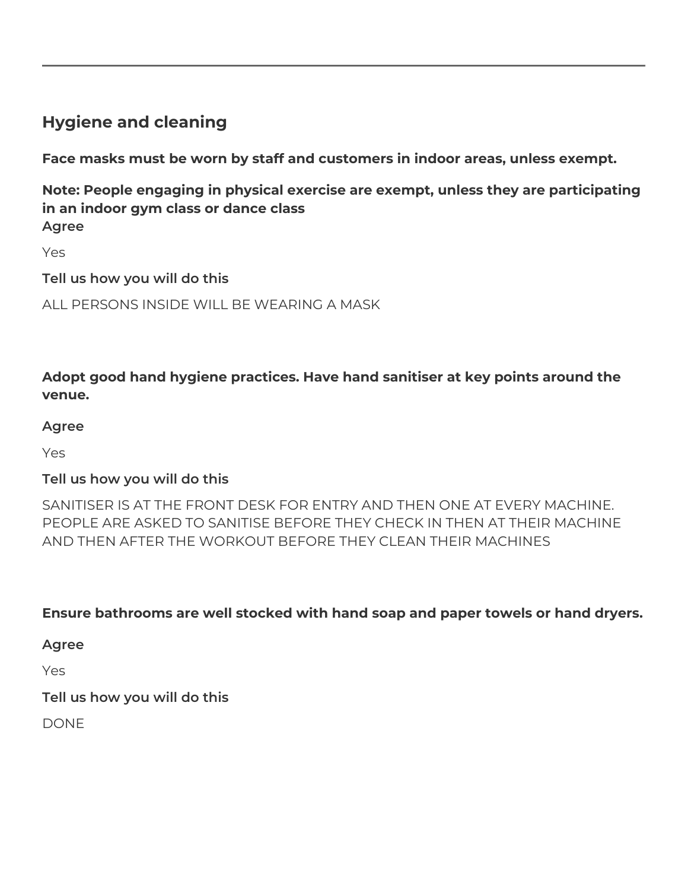## Hygiene and cleaning

**Face masks must be worn by staff and customers in indoor areas, unless exempt.**

**Note: People engaging in physical exercise are exempt, unless they are participating in an indoor gym class or dance class**

**Agree**

Yes

**Tell us how you will do this**

ALL PERSONS INSIDE WILL BE WEARING A MASK

**Adopt good hand hygiene practices. Have hand sanitiser at key points around the venue.**

**Agree**

Yes

**Tell us how you will do this**

SANITISER IS AT THE FRONT DESK FOR ENTRY AND THEN ONE AT EVERY MACHINE. PEOPLE ARE ASKED TO SANITISE BEFORE THEY CHECK IN THEN AT THEIR MACHINE AND THEN AFTER THE WORKOUT BEFORE THEY CLEAN THEIR MACHINES

**Ensure bathrooms are well stocked with hand soap and paper towels or hand dryers.**

**Agree**

Yes

**Tell us how you will do this**

DONE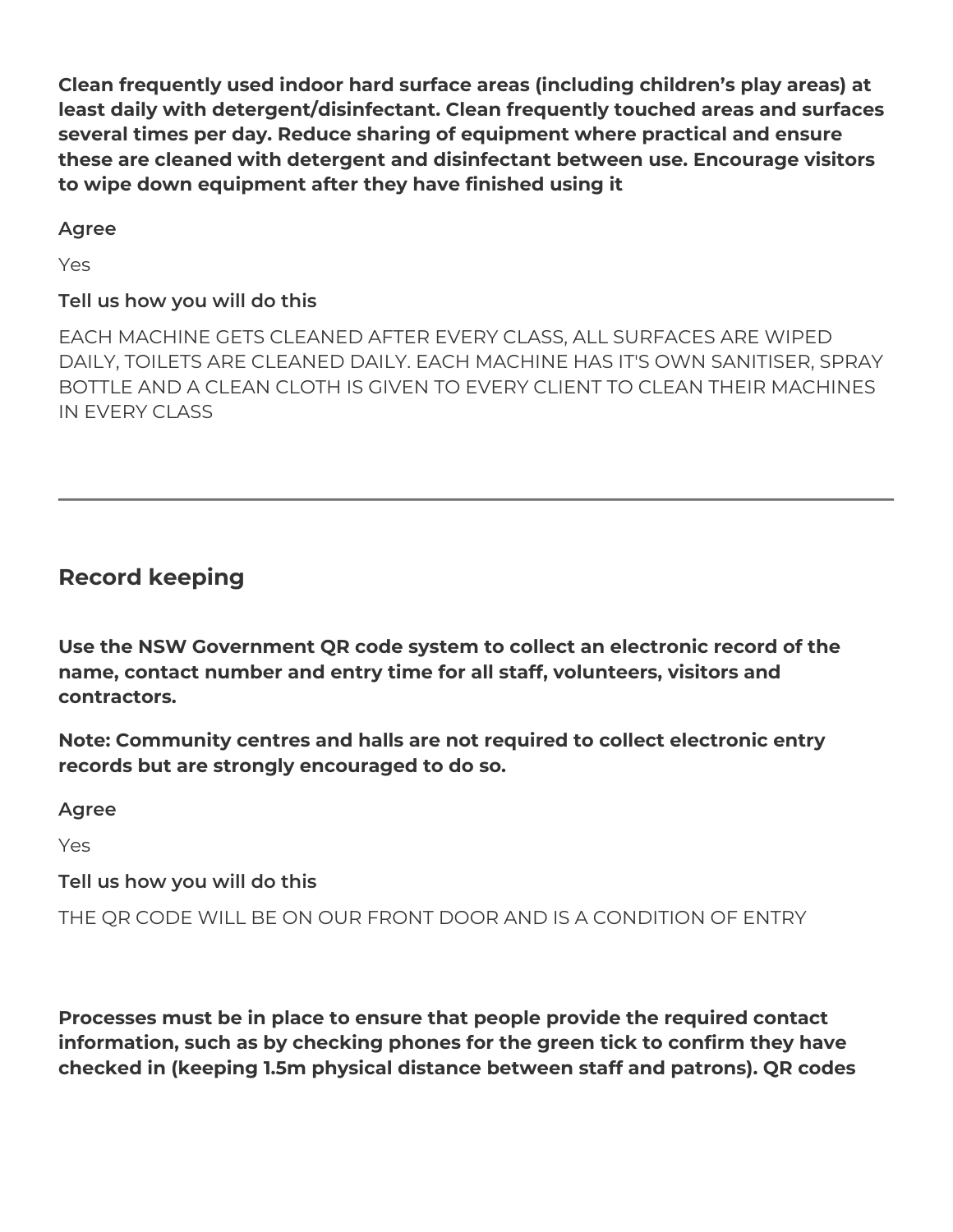**Clean frequently used indoor hard surface areas (including children's play areas) at least daily with detergent/disinfectant. Clean frequently touched areas and surfaces several times per day. Reduce sharing of equipment where practical and ensure these are cleaned with detergent and disinfectant between use. Encourage visitors to wipe down equipment after they have finished using it**

**Agree**

Yes

**Tell us how you will do this**

EACH MACHINE GETS CLEANED AFTER EVERY CLASS, ALL SURFACES ARE WIPED DAILY, TOILETS ARE CLEANED DAILY. EACH MACHINE HAS IT'S OWN SANITISER, SPRAY BOTTLE AND A CLEAN CLOTH IS GIVEN TO EVERY CLIENT TO CLEAN THEIR MACHINES IN EVERY CLASS

---

## Record keeping

**Use the NSW Government QR code system to collect an electronic record of the name, contact number and entry time for all staff, volunteers, visitors and contractors.**

**Note: Community centres and halls are not required to collect electronic entry records but are strongly encouraged to do so.**

**Agree**

Yes

**Tell us how you will do this**

THE QR CODE WILL BE ON OUR FRONT DOOR AND IS A CONDITION OF ENTRY

**Processes must be in place to ensure that people provide the required contact information, such as by checking phones for the green tick to confirm they have checked in (keeping 1.5m physical distance between staff and patrons). QR codes**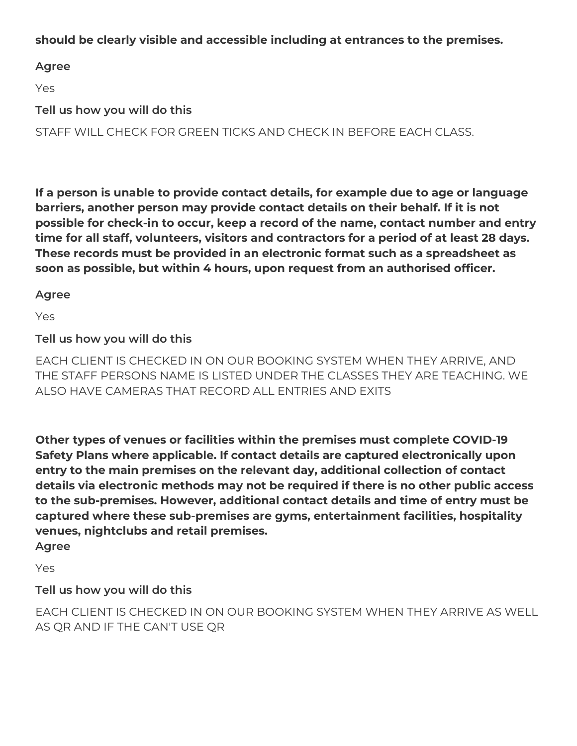**should be clearly visible and accessible including at entrances to the premises.**

**Agree**

Yes

**Tell us how you will do this**

STAFF WILL CHECK FOR GREEN TICKS AND CHECK IN BEFORE EACH CLASS.

**If a person is unable to provide contact details, for example due to age or language barriers, another person may provide contact details on their behalf. If it is not possible for check-in to occur, keep a record of the name, contact number and entry time for all staff, volunteers, visitors and contractors for a period of at least 28 days. These records must be provided in an electronic format such as a spreadsheet as soon as possible, but within 4 hours, upon request from an authorised officer.**

**Agree**

Yes

**Tell us how you will do this**

EACH CLIENT IS CHECKED IN ON OUR BOOKING SYSTEM WHEN THEY ARRIVE, AND THE STAFF PERSONS NAME IS LISTED UNDER THE CLASSES THEY ARE TEACHING. WE ALSO HAVE CAMERAS THAT RECORD ALL ENTRIES AND EXITS

**Other types of venues or facilities within the premises must complete COVID-19 Safety Plans where applicable. If contact details are captured electronically upon entry to the main premises on the relevant day, additional collection of contact details via electronic methods may not be required if there is no other public access to the sub-premises. However, additional contact details and time of entry must be captured where these sub-premises are gyms, entertainment facilities, hospitality venues, nightclubs and retail premises.**

**Agree**

Yes

**Tell us how you will do this**

EACH CLIENT IS CHECKED IN ON OUR BOOKING SYSTEM WHEN THEY ARRIVE AS WELL AS QR AND IF THE CAN'T USE QR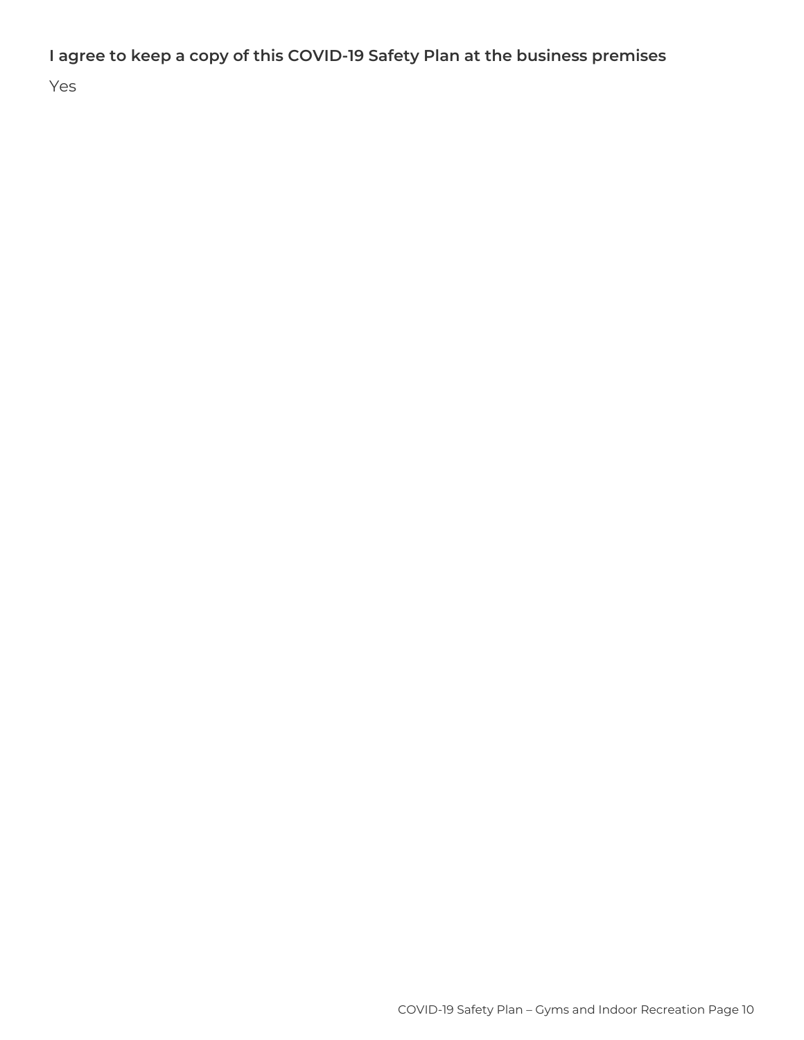**I agree to keep a copy of this COVID-19 Safety Plan at the business premises**

Yes